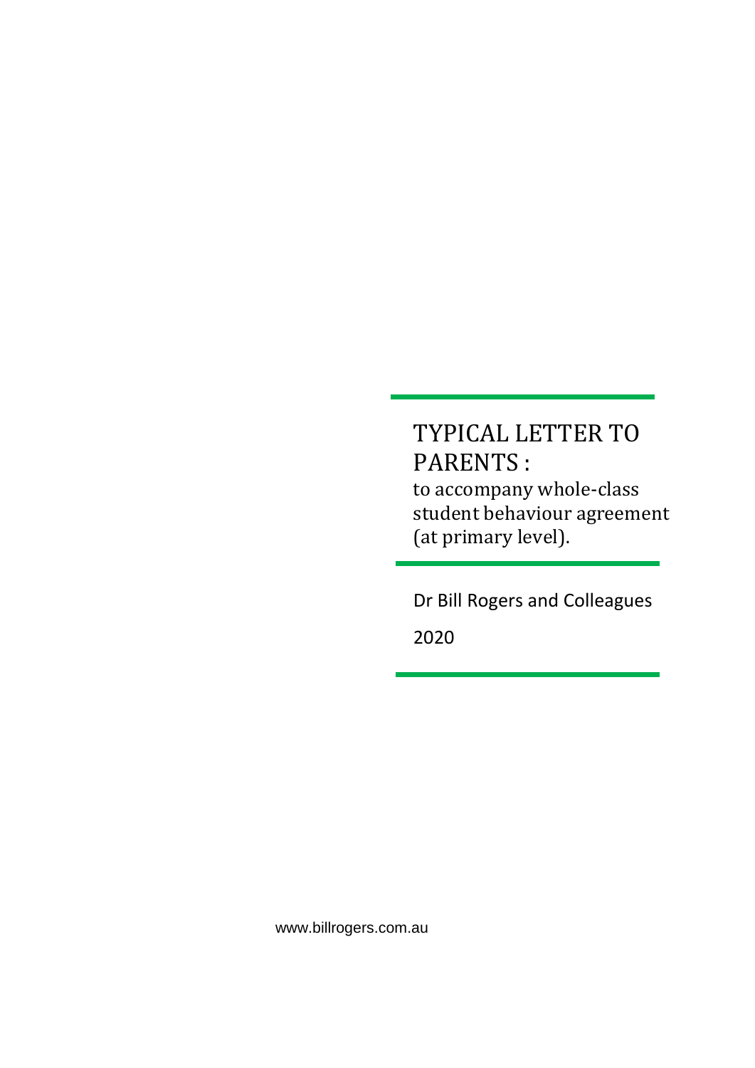# TYPICAL LETTER TO PARENTS :

to accompany whole-class student behaviour agreement (at primary level).

Dr Bill Rogers and Colleagues

2020

www.billrogers.com.au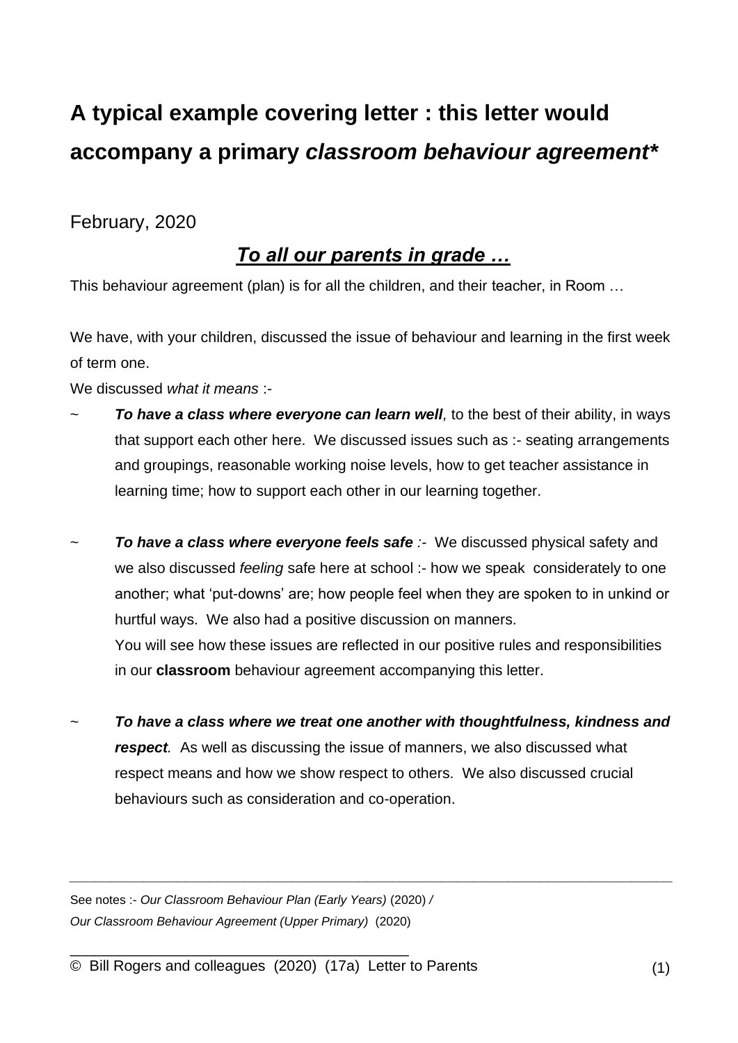# A typical example covering letter : this letter would accompany a primary *classroom behaviour agreement**

February, 2020

## ***To all our parents in grade …***

This behaviour agreement (plan) is for all the children, and their teacher, in Room …

We have, with your children, discussed the issue of behaviour and learning in the first week of term one.

We discussed *what it means* :-

~ ***To have a class where everyone can learn well**,* to the best of their ability, in ways that support each other here. We discussed issues such as :- seating arrangements and groupings, reasonable working noise levels, how to get teacher assistance in learning time; how to support each other in our learning together.

~ ***To have a class where everyone feels safe** :-* We discussed physical safety and we also discussed *feeling* safe here at school :- how we speak considerately to one another; what 'put-downs' are; how people feel when they are spoken to in unkind or hurtful ways. We also had a positive discussion on manners.
You will see how these issues are reflected in our positive rules and responsibilities in our **classroom** behaviour agreement accompanying this letter.

~ ***To have a class where we treat one another with thoughtfulness, kindness and respect**.* As well as discussing the issue of manners, we also discussed what respect means and how we show respect to others. We also discussed crucial behaviours such as consideration and co-operation.

---

See notes :- *Our Classroom Behaviour Plan (Early Years)* (2020) */*
*Our Classroom Behaviour Agreement (Upper Primary)* (2020)

© Bill Rogers and colleagues (2020) (17a) Letter to Parents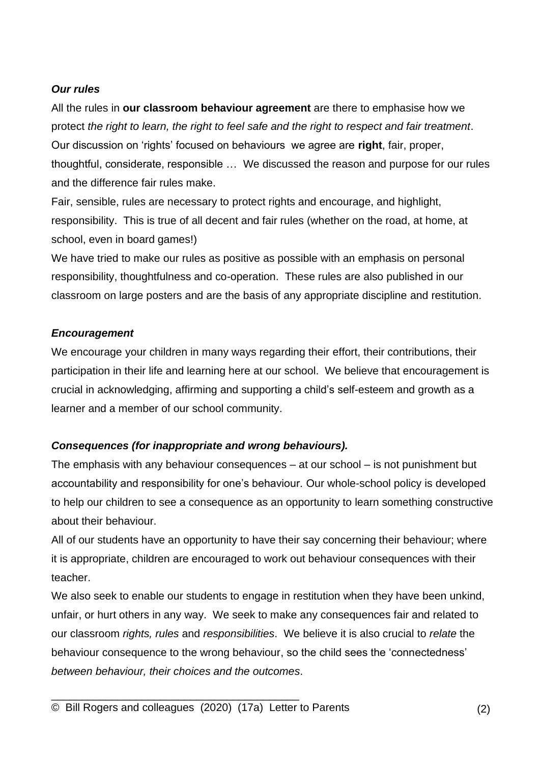***Our rules***

All the rules in **our classroom behaviour agreement** are there to emphasise how we protect *the right to learn, the right to feel safe and the right to respect and fair treatment*. Our discussion on 'rights' focused on behaviours we agree are **right**, fair, proper, thoughtful, considerate, responsible … We discussed the reason and purpose for our rules and the difference fair rules make.

Fair, sensible, rules are necessary to protect rights and encourage, and highlight, responsibility. This is true of all decent and fair rules (whether on the road, at home, at school, even in board games!)

We have tried to make our rules as positive as possible with an emphasis on personal responsibility, thoughtfulness and co-operation. These rules are also published in our classroom on large posters and are the basis of any appropriate discipline and restitution.

***Encouragement***

We encourage your children in many ways regarding their effort, their contributions, their participation in their life and learning here at our school. We believe that encouragement is crucial in acknowledging, affirming and supporting a child's self-esteem and growth as a learner and a member of our school community.

***Consequences (for inappropriate and wrong behaviours).***

The emphasis with any behaviour consequences – at our school – is not punishment but accountability and responsibility for one's behaviour. Our whole-school policy is developed to help our children to see a consequence as an opportunity to learn something constructive about their behaviour.

All of our students have an opportunity to have their say concerning their behaviour; where it is appropriate, children are encouraged to work out behaviour consequences with their teacher.

We also seek to enable our students to engage in restitution when they have been unkind, unfair, or hurt others in any way. We seek to make any consequences fair and related to our classroom *rights, rules* and *responsibilities*. We believe it is also crucial to *relate* the behaviour consequence to the wrong behaviour, so the child sees the 'connectedness' *between behaviour, their choices and the outcomes*.

© Bill Rogers and colleagues (2020) (17a) Letter to Parents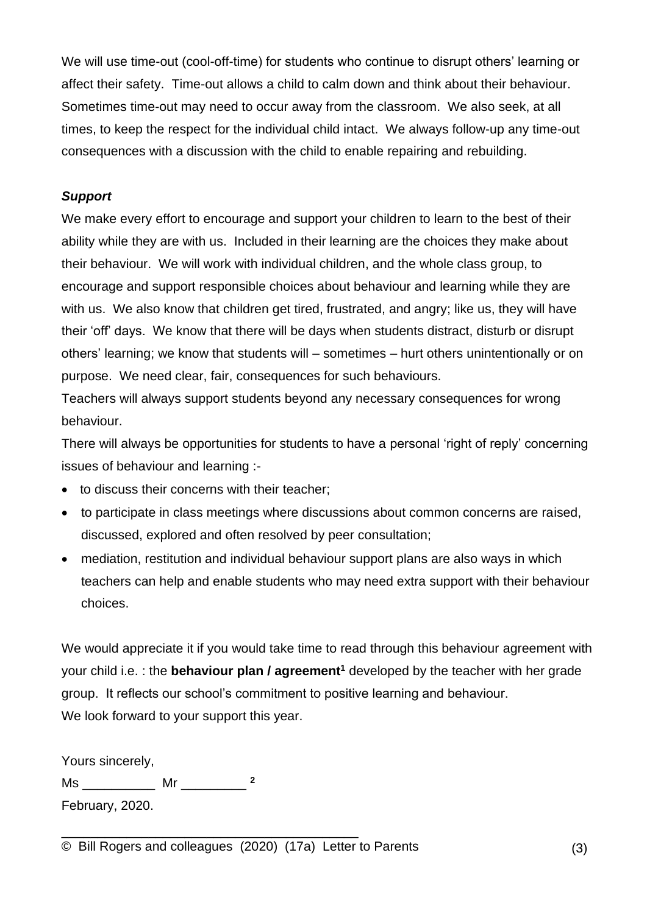We will use time-out (cool-off-time) for students who continue to disrupt others' learning or affect their safety. Time-out allows a child to calm down and think about their behaviour. Sometimes time-out may need to occur away from the classroom. We also seek, at all times, to keep the respect for the individual child intact. We always follow-up any time-out consequences with a discussion with the child to enable repairing and rebuilding.

***Support***

We make every effort to encourage and support your children to learn to the best of their ability while they are with us. Included in their learning are the choices they make about their behaviour. We will work with individual children, and the whole class group, to encourage and support responsible choices about behaviour and learning while they are with us. We also know that children get tired, frustrated, and angry; like us, they will have their 'off' days. We know that there will be days when students distract, disturb or disrupt others' learning; we know that students will – sometimes – hurt others unintentionally or on purpose. We need clear, fair, consequences for such behaviours.

Teachers will always support students beyond any necessary consequences for wrong behaviour.

There will always be opportunities for students to have a personal 'right of reply' concerning issues of behaviour and learning :-

- to discuss their concerns with their teacher;
- to participate in class meetings where discussions about common concerns are raised, discussed, explored and often resolved by peer consultation;
- mediation, restitution and individual behaviour support plans are also ways in which teachers can help and enable students who may need extra support with their behaviour choices.

We would appreciate it if you would take time to read through this behaviour agreement with your child i.e. : the **behaviour plan / agreement**[1] developed by the teacher with her grade group. It reflects our school's commitment to positive learning and behaviour.

We look forward to your support this year.

Yours sincerely,

Ms __________ Mr _________ [2]

February, 2020.

© Bill Rogers and colleagues (2020) (17a) Letter to Parents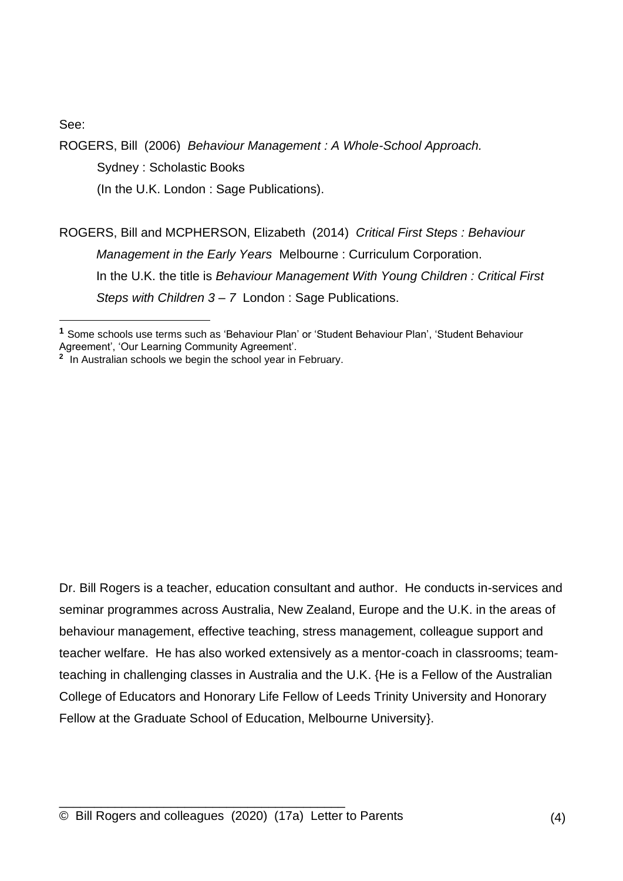See:

ROGERS, Bill (2006) *Behaviour Management : A Whole-School Approach.* Sydney : Scholastic Books (In the U.K. London : Sage Publications).

ROGERS, Bill and MCPHERSON, Elizabeth (2014) *Critical First Steps : Behaviour Management in the Early Years* Melbourne : Curriculum Corporation. In the U.K. the title is *Behaviour Management With Young Children : Critical First Steps with Children 3 – 7* London : Sage Publications.

---

[1] Some schools use terms such as 'Behaviour Plan' or 'Student Behaviour Plan', 'Student Behaviour Agreement', 'Our Learning Community Agreement'.

[2] In Australian schools we begin the school year in February.

Dr. Bill Rogers is a teacher, education consultant and author. He conducts in-services and seminar programmes across Australia, New Zealand, Europe and the U.K. in the areas of behaviour management, effective teaching, stress management, colleague support and teacher welfare. He has also worked extensively as a mentor-coach in classrooms; team-teaching in challenging classes in Australia and the U.K. {He is a Fellow of the Australian College of Educators and Honorary Life Fellow of Leeds Trinity University and Honorary Fellow at the Graduate School of Education, Melbourne University}.